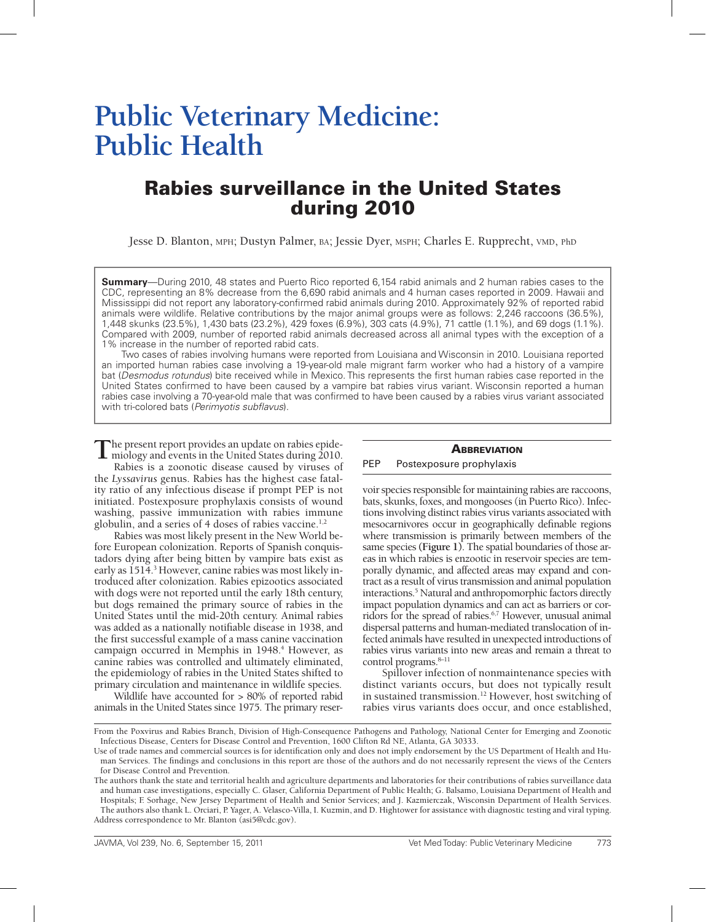# Public Veterinary Medicine: Public Health

## Rabies surveillance in the United States during 2010

Jesse D. Blanton, MPH; Dustyn Palmer, BA; Jessie Dyer, MSPH; Charles E. Rupprecht, VMD, PhD

**Summary**—During 2010, 48 states and Puerto Rico reported 6,154 rabid animals and 2 human rabies cases to the CDC, representing an 8% decrease from the 6,690 rabid animals and 4 human cases reported in 2009. Hawaii and Mississippi did not report any laboratory-confirmed rabid animals during 2010. Approximately 92% of reported rabid animals were wildlife. Relative contributions by the major animal groups were as follows: 2,246 raccoons (36.5%), 1,448 skunks (23.5%), 1,430 bats (23.2%), 429 foxes (6.9%), 303 cats (4.9%), 71 cattle (1.1%), and 69 dogs (1.1%). Compared with 2009, number of reported rabid animals decreased across all animal types with the exception of a 1% increase in the number of reported rabid cats.

Two cases of rabies involving humans were reported from Louisiana and Wisconsin in 2010. Louisiana reported an imported human rabies case involving a 19-year-old male migrant farm worker who had a history of a vampire bat (*Desmodus rotundus*) bite received while in Mexico. This represents the first human rabies case reported in the United States confirmed to have been caused by a vampire bat rabies virus variant. Wisconsin reported a human rabies case involving a 70-year-old male that was confirmed to have been caused by a rabies virus variant associated with tri-colored bats (*Perimyotis subflavus*).

The present report provides an update on rabies epidemiology and events in the United States during 2010.

Rabies is a zoonotic disease caused by viruses of the *Lyssavirus* genus. Rabies has the highest case fatality ratio of any infectious disease if prompt PEP is not initiated. Postexposure prophylaxis consists of wound washing, passive immunization with rabies immune globulin, and a series of 4 doses of rabies vaccine.[1,2]

Rabies was most likely present in the New World before European colonization. Reports of Spanish conquistadors dying after being bitten by vampire bats exist as early as 1514.[3] However, canine rabies was most likely introduced after colonization. Rabies epizootics associated with dogs were not reported until the early 18th century, but dogs remained the primary source of rabies in the United States until the mid-20th century. Animal rabies was added as a nationally notifiable disease in 1938, and the first successful example of a mass canine vaccination campaign occurred in Memphis in 1948.[4] However, as canine rabies was controlled and ultimately eliminated, the epidemiology of rabies in the United States shifted to primary circulation and maintenance in wildlife species.

Wildlife have accounted for > 80% of reported rabid animals in the United States since 1975. The primary reservoir species responsible for maintaining rabies are raccoons, bats, skunks, foxes, and mongooses (in Puerto Rico). Infections involving distinct rabies virus variants associated with mesocarnivores occur in geographically definable regions where transmission is primarily between members of the same species (**Figure 1**). The spatial boundaries of those areas in which rabies is enzootic in reservoir species are temporally dynamic, and affected areas may expand and contract as a result of virus transmission and animal population interactions.[5] Natural and anthropomorphic factors directly impact population dynamics and can act as barriers or corridors for the spread of rabies.[6,7] However, unusual animal dispersal patterns and human-mediated translocation of infected animals have resulted in unexpected introductions of rabies virus variants into new areas and remain a threat to control programs.[8–11]

Spillover infection of nonmaintenance species with distinct variants occurs, but does not typically result in sustained transmission.[12] However, host switching of rabies virus variants does occur, and once established,

| **Abbreviation** | |
|---|---|
| PEP | Postexposure prophylaxis |

From the Poxvirus and Rabies Branch, Division of High-Consequence Pathogens and Pathology, National Center for Emerging and Zoonotic Infectious Disease, Centers for Disease Control and Prevention, 1600 Clifton Rd NE, Atlanta, GA 30333.

Use of trade names and commercial sources is for identification only and does not imply endorsement by the US Department of Health and Human Services. The findings and conclusions in this report are those of the authors and do not necessarily represent the views of the Centers for Disease Control and Prevention.

The authors thank the state and territorial health and agriculture departments and laboratories for their contributions of rabies surveillance data and human case investigations, especially C. Glaser, California Department of Public Health; G. Balsamo, Louisiana Department of Health and Hospitals; F. Sorhage, New Jersey Department of Health and Senior Services; and J. Kazmierczak, Wisconsin Department of Health Services. The authors also thank L. Orciari, P. Yager, A. Velasco-Villa, I. Kuzmin, and D. Hightower for assistance with diagnostic testing and viral typing.

Address correspondence to Mr. Blanton (asi5@cdc.gov).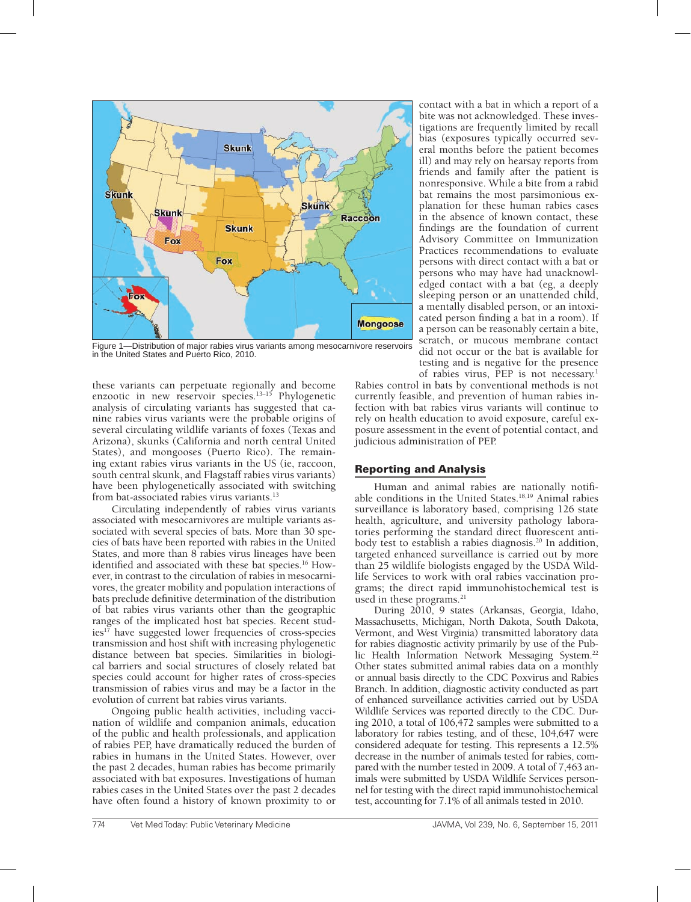Figure 1—Distribution of major rabies virus variants among mesocarnivore reservoirs in the United States and Puerto Rico, 2010.

these variants can perpetuate regionally and become enzootic in new reservoir species.[13–15] Phylogenetic analysis of circulating variants has suggested that canine rabies virus variants were the probable origins of several circulating wildlife variants of foxes (Texas and Arizona), skunks (California and north central United States), and mongooses (Puerto Rico). The remaining extant rabies virus variants in the US (ie, raccoon, south central skunk, and Flagstaff rabies virus variants) have been phylogenetically associated with switching from bat-associated rabies virus variants.[13]

Circulating independently of rabies virus variants associated with mesocarnivores are multiple variants associated with several species of bats. More than 30 species of bats have been reported with rabies in the United States, and more than 8 rabies virus lineages have been identified and associated with these bat species.[16] However, in contrast to the circulation of rabies in mesocarnivores, the greater mobility and population interactions of bats preclude definitive determination of the distribution of bat rabies virus variants other than the geographic ranges of the implicated host bat species. Recent studies[17] have suggested lower frequencies of cross-species transmission and host shift with increasing phylogenetic distance between bat species. Similarities in biological barriers and social structures of closely related bat species could account for higher rates of cross-species transmission of rabies virus and may be a factor in the evolution of current bat rabies virus variants.

Ongoing public health activities, including vaccination of wildlife and companion animals, education of the public and health professionals, and application of rabies PEP, have dramatically reduced the burden of rabies in humans in the United States. However, over the past 2 decades, human rabies has become primarily associated with bat exposures. Investigations of human rabies cases in the United States over the past 2 decades have often found a history of known proximity to or contact with a bat in which a report of a bite was not acknowledged. These investigations are frequently limited by recall bias (exposures typically occurred several months before the patient becomes ill) and may rely on hearsay reports from friends and family after the patient is nonresponsive. While a bite from a rabid bat remains the most parsimonious explanation for these human rabies cases in the absence of known contact, these findings are the foundation of current Advisory Committee on Immunization Practices recommendations to evaluate persons with direct contact with a bat or persons who may have had unacknowledged contact with a bat (eg, a deeply sleeping person or an unattended child, a mentally disabled person, or an intoxicated person finding a bat in a room). If a person can be reasonably certain a bite, scratch, or mucous membrane contact did not occur or the bat is available for testing and is negative for the presence of rabies virus, PEP is not necessary.[1] Rabies control in bats by conventional methods is not currently feasible, and prevention of human rabies infection with bat rabies virus variants will continue to rely on health education to avoid exposure, careful exposure assessment in the event of potential contact, and judicious administration of PEP.

## Reporting and Analysis

Human and animal rabies are nationally notifiable conditions in the United States.[18,19] Animal rabies surveillance is laboratory based, comprising 126 state health, agriculture, and university pathology laboratories performing the standard direct fluorescent antibody test to establish a rabies diagnosis.[20] In addition, targeted enhanced surveillance is carried out by more than 25 wildlife biologists engaged by the USDA Wildlife Services to work with oral rabies vaccination programs; the direct rapid immunohistochemical test is used in these programs.[21]

During 2010, 9 states (Arkansas, Georgia, Idaho, Massachusetts, Michigan, North Dakota, South Dakota, Vermont, and West Virginia) transmitted laboratory data for rabies diagnostic activity primarily by use of the Public Health Information Network Messaging System.[22] Other states submitted animal rabies data on a monthly or annual basis directly to the CDC Poxvirus and Rabies Branch. In addition, diagnostic activity conducted as part of enhanced surveillance activities carried out by USDA Wildlife Services was reported directly to the CDC. During 2010, a total of 106,472 samples were submitted to a laboratory for rabies testing, and of these, 104,647 were considered adequate for testing. This represents a 12.5% decrease in the number of animals tested for rabies, compared with the number tested in 2009. A total of 7,463 animals were submitted by USDA Wildlife Services personnel for testing with the direct rapid immunohistochemical test, accounting for 7.1% of all animals tested in 2010.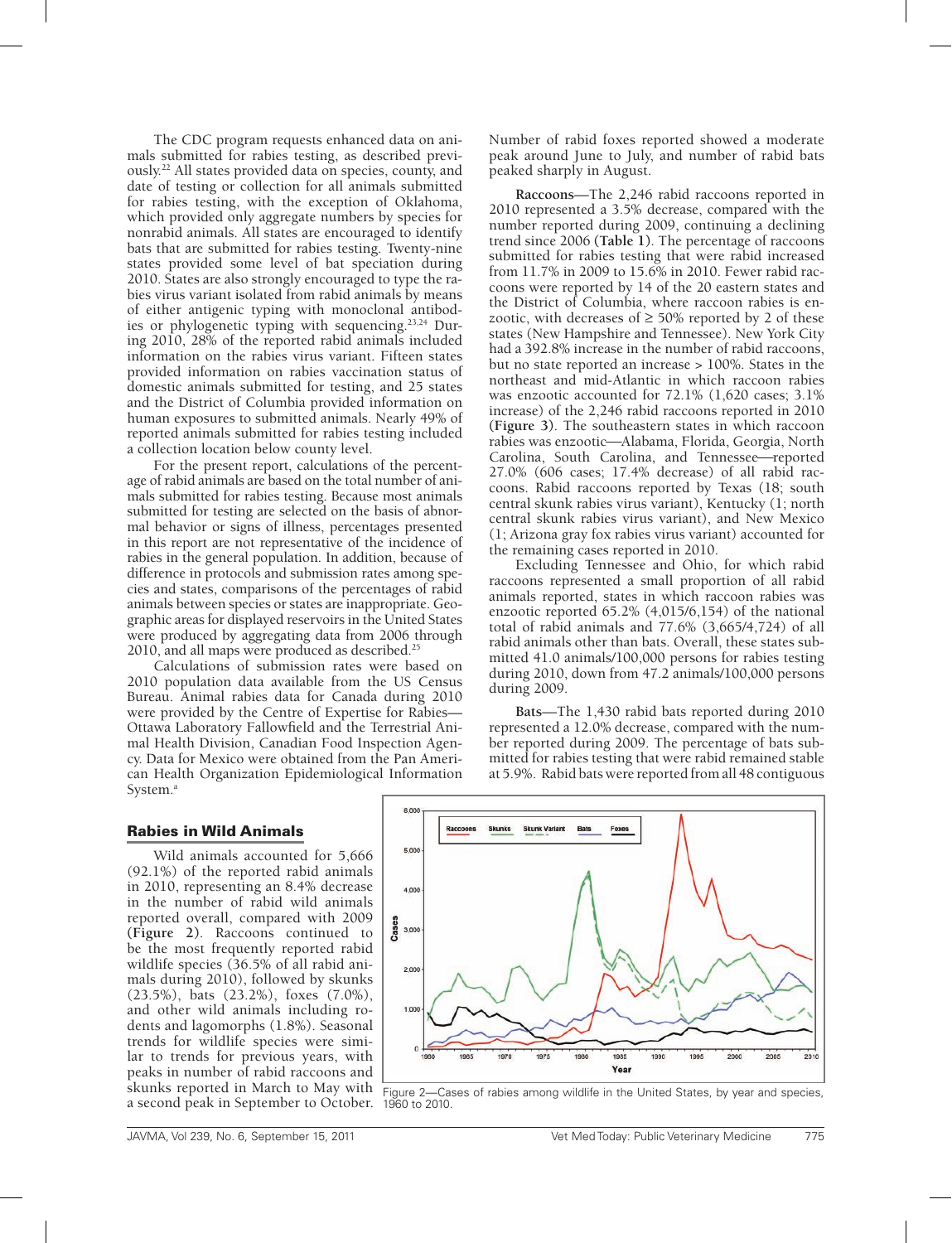The CDC program requests enhanced data on animals submitted for rabies testing, as described previously.[22] All states provided data on species, county, and date of testing or collection for all animals submitted for rabies testing, with the exception of Oklahoma, which provided only aggregate numbers by species for nonrabid animals. All states are encouraged to identify bats that are submitted for rabies testing. Twenty-nine states provided some level of bat speciation during 2010. States are also strongly encouraged to type the rabies virus variant isolated from rabid animals by means of either antigenic typing with monoclonal antibodies or phylogenetic typing with sequencing.[23,24] During 2010, 28% of the reported rabid animals included information on the rabies virus variant. Fifteen states provided information on rabies vaccination status of domestic animals submitted for testing, and 25 states and the District of Columbia provided information on human exposures to submitted animals. Nearly 49% of reported animals submitted for rabies testing included a collection location below county level.

For the present report, calculations of the percentage of rabid animals are based on the total number of animals submitted for rabies testing. Because most animals submitted for testing are selected on the basis of abnormal behavior or signs of illness, percentages presented in this report are not representative of the incidence of rabies in the general population. In addition, because of difference in protocols and submission rates among species and states, comparisons of the percentages of rabid animals between species or states are inappropriate. Geographic areas for displayed reservoirs in the United States were produced by aggregating data from 2006 through 2010, and all maps were produced as described.[25]

Calculations of submission rates were based on 2010 population data available from the US Census Bureau. Animal rabies data for Canada during 2010 were provided by the Centre of Expertise for Rabies—Ottawa Laboratory Fallowfield and the Terrestrial Animal Health Division, Canadian Food Inspection Agency. Data for Mexico were obtained from the Pan American Health Organization Epidemiological Information System.[a]

## Rabies in Wild Animals

Wild animals accounted for 5,666 (92.1%) of the reported rabid animals in 2010, representing an 8.4% decrease in the number of rabid wild animals reported overall, compared with 2009 (**Figure 2**). Raccoons continued to be the most frequently reported rabid wildlife species (36.5% of all rabid animals during 2010), followed by skunks (23.5%), bats (23.2%), foxes (7.0%), and other wild animals including rodents and lagomorphs (1.8%). Seasonal trends for wildlife species were similar to trends for previous years, with peaks in number of rabid raccoons and skunks reported in March to May with a second peak in September to October. Number of rabid foxes reported showed a moderate peak around June to July, and number of rabid bats peaked sharply in August.

**Raccoons**—The 2,246 rabid raccoons reported in 2010 represented a 3.5% decrease, compared with the number reported during 2009, continuing a declining trend since 2006 (**Table 1**). The percentage of raccoons submitted for rabies testing that were rabid increased from 11.7% in 2009 to 15.6% in 2010. Fewer rabid raccoons were reported by 14 of the 20 eastern states and the District of Columbia, where raccoon rabies is enzootic, with decreases of ≥ 50% reported by 2 of these states (New Hampshire and Tennessee). New York City had a 392.8% increase in the number of rabid raccoons, but no state reported an increase > 100%. States in the northeast and mid-Atlantic in which raccoon rabies was enzootic accounted for 72.1% (1,620 cases; 3.1% increase) of the 2,246 rabid raccoons reported in 2010 (**Figure 3**). The southeastern states in which raccoon rabies was enzootic—Alabama, Florida, Georgia, North Carolina, South Carolina, and Tennessee—reported 27.0% (606 cases; 17.4% decrease) of all rabid raccoons. Rabid raccoons reported by Texas (18; south central skunk rabies virus variant), Kentucky (1; north central skunk rabies virus variant), and New Mexico (1; Arizona gray fox rabies virus variant) accounted for the remaining cases reported in 2010.

Excluding Tennessee and Ohio, for which rabid raccoons represented a small proportion of all rabid animals reported, states in which raccoon rabies was enzootic reported 65.2% (4,015/6,154) of the national total of rabid animals and 77.6% (3,665/4,724) of all rabid animals other than bats. Overall, these states submitted 41.0 animals/100,000 persons for rabies testing during 2010, down from 47.2 animals/100,000 persons during 2009.

**Bats**—The 1,430 rabid bats reported during 2010 represented a 12.0% decrease, compared with the number reported during 2009. The percentage of bats submitted for rabies testing that were rabid remained stable at 5.9%. Rabid bats were reported from all 48 contiguous

Figure 2—Cases of rabies among wildlife in the United States, by year and species, 1960 to 2010.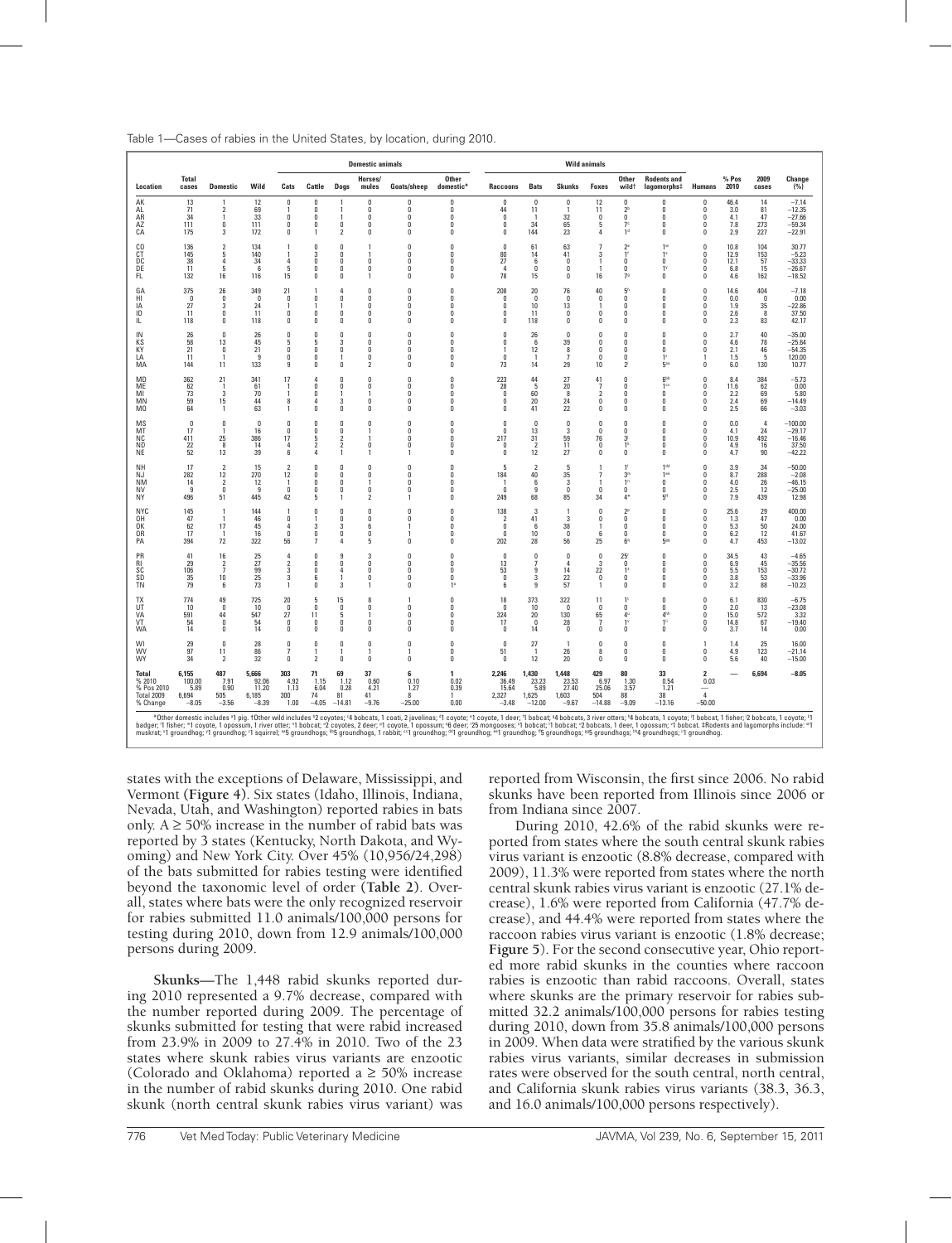Table 1—Cases of rabies in the United States, by location, during 2010.

| Location | Total cases | Domestic | Wild | Domestic animals | | | | | | Wild animals | | | | | | Humans | % Pos 2010 | 2009 cases | Change (%) |
|---|---|---|---|---|---|---|---|---|---|---|---|---|---|---|---|---|---|---|---|
| | | | | Cats | Cattle | Dogs | Horses/mules | Goats/sheep | Other domestic* | Raccoons | Bats | Skunks | Foxes | Other wild† | Rodents and lagomorphs‡ | | | | |
| AK | 13 | 1 | 12 | 0 | 0 | 1 | 0 | 0 | 0 | 0 | 0 | 0 | 12 | 0 | 0 | 0 | 46.4 | 14 | −7.14 |
| AL | 71 | 2 | 69 | 1 | 0 | 1 | 0 | 0 | 0 | 44 | 11 | 1 | 11 | 2[b] | 0 | 0 | 3.0 | 81 | −12.35 |
| AR | 34 | 1 | 33 | 0 | 0 | 1 | 0 | 0 | 0 | 0 | 1 | 32 | 0 | 0 | 0 | 0 | 4.1 | 47 | −27.66 |
| AZ | 111 | 0 | 111 | 0 | 0 | 0 | 0 | 0 | 0 | 0 | 34 | 65 | 5 | 7[c] | 0 | 0 | 7.8 | 273 | −59.34 |
| CA | 175 | 3 | 172 | 0 | 1 | 2 | 0 | 0 | 0 | 0 | 144 | 23 | 4 | 1[d] | 0 | 0 | 2.9 | 227 | −22.91 |
| CO | 136 | 2 | 134 | 1 | 0 | 0 | 1 | 0 | 0 | 0 | 61 | 63 | 7 | 2[e] | 1[aa] | 0 | 10.8 | 104 | 30.77 |
| CT | 145 | 5 | 140 | 1 | 3 | 0 | 1 | 0 | 0 | 80 | 14 | 41 | 3 | 1[f] | 1[x] | 0 | 12.9 | 153 | −5.23 |
| DC | 38 | 4 | 34 | 4 | 0 | 0 | 0 | 0 | 0 | 27 | 6 | 0 | 1 | 0 | 0 | 0 | 12.1 | 57 | −33.33 |
| DE | 11 | 5 | 6 | 5 | 0 | 0 | 0 | 0 | 0 | 4 | 0 | 0 | 1 | 0 | 1[y] | 0 | 6.8 | 15 | −26.67 |
| FL | 132 | 16 | 116 | 15 | 0 | 0 | 1 | 0 | 0 | 78 | 15 | 0 | 16 | 7[g] | 0 | 0 | 4.6 | 162 | −18.52 |
| GA | 375 | 26 | 349 | 21 | 1 | 4 | 0 | 0 | 0 | 208 | 20 | 76 | 40 | 5[h] | 0 | 0 | 14.6 | 404 | −7.18 |
| HI | 0 | 0 | 0 | 0 | 0 | 0 | 0 | 0 | 0 | 0 | 0 | 0 | 0 | 0 | 0 | 0 | 0.0 | 0 | 0.00 |
| IA | 27 | 3 | 24 | 1 | 1 | 1 | 0 | 0 | 0 | 0 | 10 | 13 | 1 | 0 | 0 | 0 | 1.9 | 35 | −22.86 |
| ID | 11 | 0 | 11 | 0 | 0 | 0 | 0 | 0 | 0 | 0 | 11 | 0 | 0 | 0 | 0 | 0 | 2.6 | 8 | 37.50 |
| IL | 118 | 0 | 118 | 0 | 0 | 0 | 0 | 0 | 0 | 0 | 118 | 0 | 0 | 0 | 0 | 0 | 2.3 | 83 | 42.17 |
| IN | 26 | 0 | 26 | 0 | 0 | 0 | 0 | 0 | 0 | 0 | 26 | 0 | 0 | 0 | 0 | 0 | 2.7 | 40 | −35.00 |
| KS | 58 | 13 | 45 | 5 | 5 | 3 | 0 | 0 | 0 | 0 | 6 | 39 | 0 | 0 | 0 | 0 | 4.6 | 78 | −25.64 |
| KY | 21 | 0 | 21 | 0 | 0 | 0 | 0 | 0 | 0 | 1 | 12 | 8 | 0 | 0 | 0 | 0 | 2.1 | 46 | −54.35 |
| LA | 11 | 1 | 9 | 0 | 0 | 1 | 0 | 0 | 0 | 0 | 1 | 7 | 0 | 0 | 1[z] | 1 | 1.5 | 5 | 120.00 |
| MA | 144 | 11 | 133 | 9 | 0 | 0 | 2 | 0 | 0 | 73 | 14 | 29 | 10 | 2[i] | 5[bb] | 0 | 6.0 | 130 | 10.77 |
| MD | 362 | 21 | 341 | 17 | 4 | 0 | 0 | 0 | 0 | 223 | 44 | 27 | 41 | 0 | 6[bb] | 0 | 8.4 | 384 | −5.73 |
| ME | 62 | 1 | 61 | 1 | 0 | 0 | 0 | 0 | 0 | 28 | 5 | 20 | 7 | 0 | 1[cc] | 0 | 11.6 | 62 | 0.00 |
| MI | 73 | 3 | 70 | 1 | 0 | 1 | 1 | 0 | 0 | 0 | 60 | 8 | 2 | 0 | 0 | 0 | 2.2 | 69 | 5.80 |
| MN | 59 | 15 | 44 | 8 | 4 | 3 | 0 | 0 | 0 | 0 | 20 | 24 | 0 | 0 | 0 | 0 | 2.4 | 69 | −14.49 |
| MO | 64 | 1 | 63 | 1 | 0 | 0 | 0 | 0 | 0 | 0 | 41 | 22 | 0 | 0 | 0 | 0 | 2.5 | 66 | −3.03 |
| MS | 0 | 0 | 0 | 0 | 0 | 0 | 0 | 0 | 0 | 0 | 0 | 0 | 0 | 0 | 0 | 0 | 0.0 | 4 | −100.00 |
| MT | 17 | 1 | 16 | 0 | 0 | 0 | 1 | 0 | 0 | 0 | 13 | 3 | 0 | 0 | 0 | 0 | 4.1 | 24 | −29.17 |
| NC | 411 | 25 | 386 | 17 | 5 | 2 | 1 | 0 | 0 | 217 | 31 | 59 | 76 | 3[j] | 0 | 0 | 10.9 | 492 | −16.46 |
| ND | 22 | 8 | 14 | 4 | 2 | 2 | 0 | 0 | 0 | 0 | 2 | 11 | 0 | 1[k] | 0 | 0 | 4.9 | 16 | 37.50 |
| NE | 52 | 13 | 39 | 6 | 4 | 1 | 1 | 1 | 0 | 0 | 12 | 27 | 0 | 0 | 0 | 0 | 4.7 | 90 | −42.22 |
| NH | 17 | 2 | 15 | 2 | 0 | 0 | 0 | 0 | 0 | 5 | 2 | 5 | 1 | 1[l] | 1[dd] | 0 | 3.9 | 34 | −50.00 |
| NJ | 282 | 12 | 270 | 12 | 0 | 0 | 0 | 0 | 0 | 184 | 40 | 35 | 7 | 3[m] | 1[ee] | 0 | 8.7 | 288 | −2.08 |
| NM | 14 | 2 | 12 | 1 | 0 | 0 | 1 | 0 | 0 | 1 | 6 | 3 | 1 | 1[n] | 0 | 0 | 4.0 | 26 | −46.15 |
| NV | 9 | 0 | 9 | 0 | 0 | 0 | 0 | 0 | 0 | 0 | 9 | 0 | 0 | 0 | 0 | 0 | 2.5 | 12 | −25.00 |
| NY | 496 | 51 | 445 | 42 | 5 | 1 | 2 | 1 | 0 | 249 | 68 | 85 | 34 | 4[o] | 5[ff] | 0 | 7.9 | 439 | 12.98 |
| NYC | 145 | 1 | 144 | 1 | 0 | 0 | 0 | 0 | 0 | 138 | 3 | 1 | 0 | 2[p] | 0 | 0 | 25.6 | 29 | 400.00 |
| OH | 47 | 1 | 46 | 0 | 1 | 0 | 0 | 0 | 0 | 2 | 41 | 3 | 0 | 0 | 0 | 0 | 1.3 | 47 | 0.00 |
| OK | 62 | 17 | 45 | 4 | 3 | 3 | 6 | 1 | 0 | 0 | 6 | 38 | 1 | 0 | 0 | 0 | 5.3 | 50 | 24.00 |
| OR | 17 | 1 | 16 | 0 | 0 | 0 | 0 | 1 | 0 | 0 | 10 | 0 | 6 | 0 | 0 | 0 | 6.2 | 12 | 41.67 |
| PA | 394 | 72 | 322 | 56 | 7 | 4 | 5 | 0 | 0 | 202 | 28 | 56 | 25 | 6[q] | 5[gg] | 0 | 4.7 | 453 | −13.02 |
| PR | 41 | 16 | 25 | 4 | 0 | 9 | 3 | 0 | 0 | 0 | 0 | 0 | 0 | 25[r] | 0 | 0 | 34.5 | 43 | −4.65 |
| RI | 29 | 2 | 27 | 2 | 0 | 0 | 0 | 0 | 0 | 13 | 7 | 4 | 3 | 0 | 0 | 0 | 6.9 | 45 | −35.56 |
| SC | 106 | 7 | 99 | 3 | 0 | 4 | 0 | 0 | 0 | 53 | 9 | 14 | 22 | 1[s] | 0 | 0 | 5.5 | 153 | −30.72 |
| SD | 35 | 10 | 25 | 3 | 6 | 1 | 0 | 0 | 0 | 0 | 3 | 22 | 0 | 0 | 0 | 0 | 3.8 | 53 | −33.96 |
| TN | 79 | 6 | 73 | 1 | 0 | 3 | 1 | 0 | 1[a] | 6 | 9 | 57 | 1 | 0 | 0 | 0 | 3.2 | 88 | −10.23 |
| TX | 774 | 49 | 725 | 20 | 5 | 15 | 8 | 1 | 0 | 18 | 373 | 322 | 11 | 1[t] | 0 | 0 | 6.1 | 830 | −6.75 |
| UT | 10 | 0 | 10 | 0 | 0 | 0 | 0 | 0 | 0 | 0 | 10 | 0 | 0 | 0 | 0 | 0 | 2.0 | 13 | −23.08 |
| VA | 591 | 44 | 547 | 27 | 11 | 5 | 1 | 0 | 0 | 324 | 20 | 130 | 65 | 4[u] | 4[hh] | 0 | 15.0 | 572 | 3.32 |
| VT | 54 | 0 | 54 | 0 | 0 | 0 | 0 | 0 | 0 | 17 | 0 | 28 | 7 | 1[v] | 1[ii] | 0 | 14.8 | 67 | −19.40 |
| WA | 14 | 0 | 14 | 0 | 0 | 0 | 0 | 0 | 0 | 0 | 14 | 0 | 0 | 0 | 0 | 0 | 3.7 | 14 | 0.00 |
| WI | 29 | 0 | 28 | 0 | 0 | 0 | 0 | 0 | 0 | 0 | 27 | 1 | 0 | 0 | 0 | 1 | 1.4 | 25 | 16.00 |
| WV | 97 | 11 | 86 | 7 | 1 | 1 | 1 | 1 | 0 | 51 | 1 | 26 | 8 | 0 | 0 | 0 | 4.9 | 123 | −21.14 |
| WY | 34 | 2 | 32 | 0 | 2 | 0 | 0 | 0 | 0 | 0 | 12 | 20 | 0 | 0 | 0 | 0 | 5.6 | 40 | −15.00 |
| Total | 6,155 | 487 | 5,666 | 303 | 71 | 69 | 37 | 6 | 1 | 2,246 | 1,430 | 1,448 | 429 | 80 | 33 | 2 | — | 6,694 | −8.05 |
| % 2010 | 100.00 | 7.91 | 92.06 | 4.92 | 1.15 | 1.12 | 0.60 | 0.10 | 0.02 | 36.49 | 23.23 | 23.53 | 6.97 | 1.30 | 0.54 | 0.03 | | | |
| % Pos 2010 | 5.89 | 0.90 | 11.20 | 1.13 | 6.04 | 0.28 | 4.21 | 1.27 | 0.39 | 15.64 | 5.89 | 27.40 | 25.06 | 3.57 | 1.21 | — | | | |
| Total 2009 | 6,694 | 505 | 6,185 | 300 | 74 | 81 | 41 | 8 | 1 | 2,327 | 1,625 | 1,603 | 504 | 88 | 38 | 4 | | | |
| % Change | −8.05 | −3.56 | −8.39 | 1.00 | −4.05 | −14.81 | −9.76 | −25.00 | 0.00 | −3.48 | −12.00 | −9.67 | −14.88 | −9.09 | −13.16 | −50.00 | | | |

*Other domestic includes [a]1 pig. †Other wild includes [b]2 coyotes; [c]4 bobcats, 1 coati, 2 javelinas; [d]1 coyote; [e]1 coyote, 1 deer; [f]1 bobcat; [g]4 bobcats, 3 river otters; [h]4 bobcats, 1 coyote; [i]1 bobcat, 1 fisher; [j]2 bobcats, 1 coyote; [k]1 badger; [l]1 fisher; [m]1 coyote, 1 opossum, 1 river otter; [n]1 bobcat; [o]2 coyotes, 2 deer; [p]1 coyote, 1 opossum; [q]6 deer; [r]25 mongooses; [s]1 bobcat; [t]1 bobcat; [u]2 bobcats, 1 deer, 1 opossum; [v]1 bobcat. ‡Rodents and lagomorphs include: [aa]1 muskrat; [x]1 groundhog; [y]1 groundhog; [z]1 squirrel; [bb]5 groundhogs; [bb]5 groundhogs, 1 rabbit; [cc]1 groundhog; [dd]1 groundhog; [ee]1 groundhog; [ff]5 groundhogs; [gg]5 groundhogs; [hh]4 groundhogs; [ii]1 groundhog.

states with the exceptions of Delaware, Mississippi, and Vermont (**Figure 4**). Six states (Idaho, Illinois, Indiana, Nevada, Utah, and Washington) reported rabies in bats only. A ≥ 50% increase in the number of rabid bats was reported by 3 states (Kentucky, North Dakota, and Wyoming) and New York City. Over 45% (10,956/24,298) of the bats submitted for rabies testing were identified beyond the taxonomic level of order (**Table 2**). Overall, states where bats were the only recognized reservoir for rabies submitted 11.0 animals/100,000 persons for testing during 2010, down from 12.9 animals/100,000 persons during 2009.

**Skunks**—The 1,448 rabid skunks reported during 2010 represented a 9.7% decrease, compared with the number reported during 2009. The percentage of skunks submitted for testing that were rabid increased from 23.9% in 2009 to 27.4% in 2010. Two of the 23 states where skunk rabies virus variants are enzootic (Colorado and Oklahoma) reported a ≥ 50% increase in the number of rabid skunks during 2010. One rabid skunk (north central skunk rabies virus variant) was reported from Wisconsin, the first since 2006. No rabid skunks have been reported from Illinois since 2006 or from Indiana since 2007.

During 2010, 42.6% of the rabid skunks were reported from states where the south central skunk rabies virus variant is enzootic (8.8% decrease, compared with 2009), 11.3% were reported from states where the north central skunk rabies virus variant is enzootic (27.1% decrease), 1.6% were reported from California (47.7% decrease), and 44.4% were reported from states where the raccoon rabies virus variant is enzootic (1.8% decrease; **Figure 5**). For the second consecutive year, Ohio reported more rabid skunks in the counties where raccoon rabies is enzootic than rabid raccoons. Overall, states where skunks are the primary reservoir for rabies submitted 32.2 animals/100,000 persons for rabies testing during 2010, down from 35.8 animals/100,000 persons in 2009. When data were stratified by the various skunk rabies virus variants, similar decreases in submission rates were observed for the south central, north central, and California skunk rabies virus variants (38.3, 36.3, and 16.0 animals/100,000 persons respectively).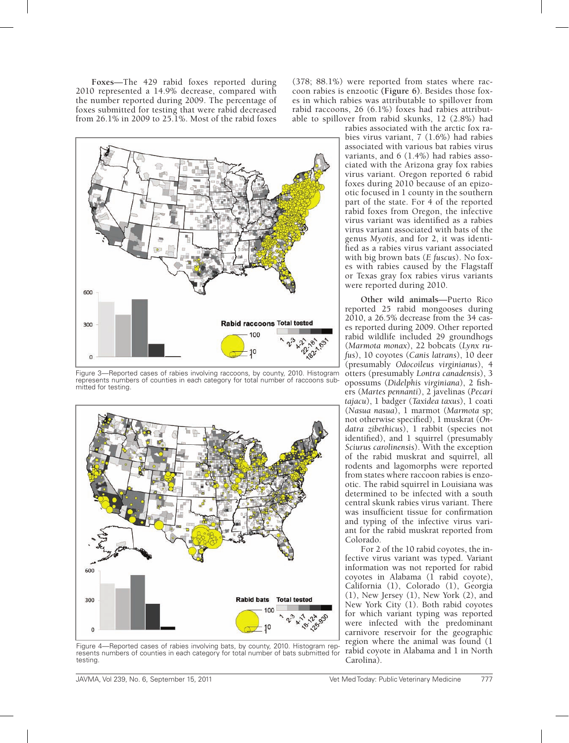**Foxes**—The 429 rabid foxes reported during 2010 represented a 14.9% decrease, compared with the number reported during 2009. The percentage of foxes submitted for testing that were rabid decreased from 26.1% in 2009 to 25.1%. Most of the rabid foxes (378; 88.1%) were reported from states where raccoon rabies is enzootic (**Figure 6**). Besides those foxes in which rabies was attributable to spillover from rabid raccoons, 26 (6.1%) foxes had rabies attributable to spillover from rabid skunks, 12 (2.8%) had rabies associated with the arctic fox rabies virus variant, 7 (1.6%) had rabies associated with various bat rabies virus variants, and 6 (1.4%) had rabies associated with the Arizona gray fox rabies virus variant. Oregon reported 6 rabid foxes during 2010 because of an epizootic focused in 1 county in the southern part of the state. For 4 of the reported rabid foxes from Oregon, the infective virus variant was identified as a rabies virus variant associated with bats of the genus *Myotis*, and for 2, it was identified as a rabies virus variant associated with big brown bats (*E fuscus*). No foxes with rabies caused by the Flagstaff or Texas gray fox rabies virus variants were reported during 2010.

Figure 3—Reported cases of rabies involving raccoons, by county, 2010. Histogram represents numbers of counties in each category for total number of raccoons submitted for testing.

Figure 4—Reported cases of rabies involving bats, by county, 2010. Histogram represents numbers of counties in each category for total number of bats submitted for testing.

**Other wild animals**—Puerto Rico reported 25 rabid mongooses during 2010, a 26.5% decrease from the 34 cases reported during 2009. Other reported rabid wildlife included 29 groundhogs (*Marmota monax*), 22 bobcats (*Lynx rufus*), 10 coyotes (*Canis latrans*), 10 deer (presumably *Odocoileus virginianus*), 4 otters (presumably *Lontra canadensis*), 3 opossums (*Didelphis virginiana*), 2 fishers (*Martes pennanti*), 2 javelinas (*Pecari tajacu*), 1 badger (*Taxidea taxus*), 1 coati (*Nasua nasua*), 1 marmot (*Marmota* sp; not otherwise specified), 1 muskrat (*Ondatra zibethicus*), 1 rabbit (species not identified), and 1 squirrel (presumably *Sciurus carolinensis*). With the exception of the rabid muskrat and squirrel, all rodents and lagomorphs were reported from states where raccoon rabies is enzootic. The rabid squirrel in Louisiana was determined to be infected with a south central skunk rabies virus variant. There was insufficient tissue for confirmation and typing of the infective virus variant for the rabid muskrat reported from Colorado.

For 2 of the 10 rabid coyotes, the infective virus variant was typed. Variant information was not reported for rabid coyotes in Alabama (1 rabid coyote), California (1), Colorado (1), Georgia (1), New Jersey (1), New York (2), and New York City (1). Both rabid coyotes for which variant typing was reported were infected with the predominant carnivore reservoir for the geographic region where the animal was found (1 rabid coyote in Alabama and 1 in North Carolina).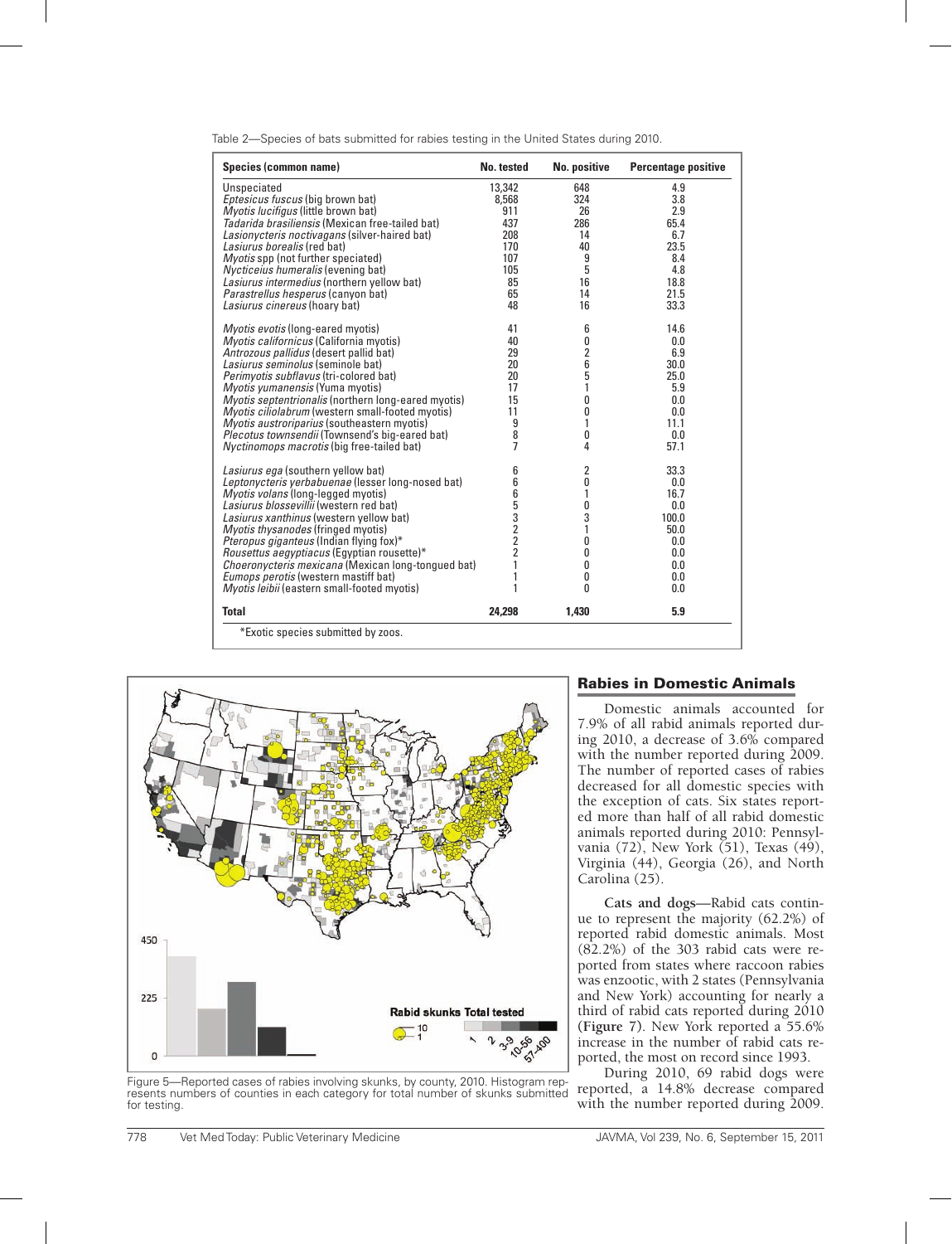Table 2—Species of bats submitted for rabies testing in the United States during 2010.

| Species (common name) | No. tested | No. positive | Percentage positive |
|---|---|---|---|
| Unspeciated | 13,342 | 648 | 4.9 |
| *Eptesicus fuscus* (big brown bat) | 8,568 | 324 | 3.8 |
| *Myotis lucifigus* (little brown bat) | 911 | 26 | 2.9 |
| *Tadarida brasiliensis* (Mexican free-tailed bat) | 437 | 286 | 65.4 |
| *Lasionycteris noctivagans* (silver-haired bat) | 208 | 14 | 6.7 |
| *Lasiurus borealis* (red bat) | 170 | 40 | 23.5 |
| *Myotis* spp (not further speciated) | 107 | 9 | 8.4 |
| *Nycticeius humeralis* (evening bat) | 105 | 5 | 4.8 |
| *Lasiurus intermedius* (northern yellow bat) | 85 | 16 | 18.8 |
| *Parastrellus hesperus* (canyon bat) | 65 | 14 | 21.5 |
| *Lasiurus cinereus* (hoary bat) | 48 | 16 | 33.3 |
| *Myotis evotis* (long-eared myotis) | 41 | 6 | 14.6 |
| *Myotis californicus* (California myotis) | 40 | 0 | 0.0 |
| *Antrozous pallidus* (desert pallid bat) | 29 | 2 | 6.9 |
| *Lasiurus seminolus* (seminole bat) | 20 | 6 | 30.0 |
| *Perimyotis subflavus* (tri-colored bat) | 20 | 5 | 25.0 |
| *Myotis yumanensis* (Yuma myotis) | 17 | 1 | 5.9 |
| *Myotis septentrionalis* (northern long-eared myotis) | 15 | 0 | 0.0 |
| *Myotis ciliolabrum* (western small-footed myotis) | 11 | 0 | 0.0 |
| *Myotis austroriparius* (southeastern myotis) | 9 | 1 | 11.1 |
| *Plecotus townsendii* (Townsend's big-eared bat) | 8 | 0 | 0.0 |
| *Nyctinomops macrotis* (big free-tailed bat) | 7 | 4 | 57.1 |
| *Lasiurus ega* (southern yellow bat) | 6 | 2 | 33.3 |
| *Leptonycteris yerbabuenae* (lesser long-nosed bat) | 6 | 0 | 0.0 |
| *Myotis volans* (long-legged myotis) | 6 | 1 | 16.7 |
| *Lasiurus blossevillii* (western red bat) | 5 | 0 | 0.0 |
| *Lasiurus xanthinus* (western yellow bat) | 3 | 3 | 100.0 |
| *Myotis thysanodes* (fringed myotis) | 2 | 1 | 50.0 |
| *Pteropus giganteus* (Indian flying fox)* | 2 | 0 | 0.0 |
| *Rousettus aegyptiacus* (Egyptian rousette)* | 2 | 0 | 0.0 |
| *Choeronycteris mexicana* (Mexican long-tongued bat) | 1 | 0 | 0.0 |
| *Eumops perotis* (western mastiff bat) | 1 | 0 | 0.0 |
| *Myotis leibii* (eastern small-footed myotis) | 1 | 0 | 0.0 |
| **Total** | **24,298** | **1,430** | **5.9** |

*Exotic species submitted by zoos.

Figure 5—Reported cases of rabies involving skunks, by county, 2010. Histogram represents numbers of counties in each category for total number of skunks submitted for testing.

## Rabies in Domestic Animals

Domestic animals accounted for 7.9% of all rabid animals reported during 2010, a decrease of 3.6% compared with the number reported during 2009. The number of reported cases of rabies decreased for all domestic species with the exception of cats. Six states reported more than half of all rabid domestic animals reported during 2010: Pennsylvania (72), New York (51), Texas (49), Virginia (44), Georgia (26), and North Carolina (25).

**Cats and dogs**—Rabid cats continue to represent the majority (62.2%) of reported rabid domestic animals. Most (82.2%) of the 303 rabid cats were reported from states where raccoon rabies was enzootic, with 2 states (Pennsylvania and New York) accounting for nearly a third of rabid cats reported during 2010 (**Figure 7**). New York reported a 55.6% increase in the number of rabid cats reported, the most on record since 1993.

During 2010, 69 rabid dogs were reported, a 14.8% decrease compared with the number reported during 2009.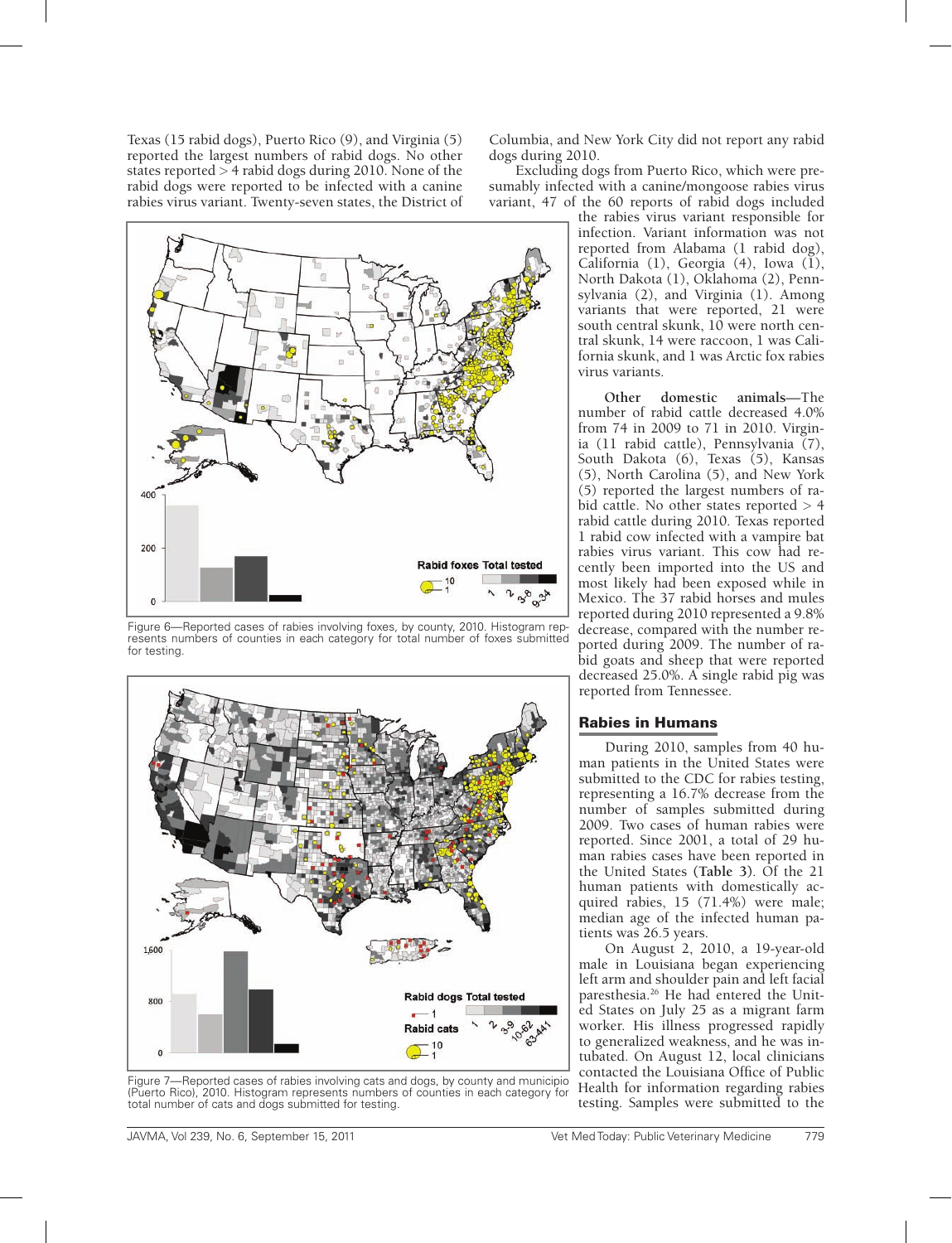Texas (15 rabid dogs), Puerto Rico (9), and Virginia (5) reported the largest numbers of rabid dogs. No other states reported > 4 rabid dogs during 2010. None of the rabid dogs were reported to be infected with a canine rabies virus variant. Twenty-seven states, the District of Columbia, and New York City did not report any rabid dogs during 2010.

Excluding dogs from Puerto Rico, which were presumably infected with a canine/mongoose rabies virus variant, 47 of the 60 reports of rabid dogs included the rabies virus variant responsible for infection. Variant information was not reported from Alabama (1 rabid dog), California (4), Georgia (4), Iowa (1), North Dakota (1), Oklahoma (2), Pennsylvania (2), and Virginia (1). Among variants that were reported, 21 were south central skunk, 10 were north central skunk, 14 were raccoon, 1 was California skunk, and 1 was Arctic fox rabies virus variants.

**Other domestic animals**—The number of rabid cattle decreased 4.0% from 74 in 2009 to 71 in 2010. Virginia (11 rabid cattle), Pennsylvania (7), South Dakota (6), Texas (5), Kansas (5), North Carolina (5), and New York (5) reported the largest numbers of rabid cattle. No other states reported > 4 rabid cattle during 2010. Texas reported 1 rabid cow infected with a vampire bat rabies virus variant. This cow had recently been imported into the US and most likely had been exposed while in Mexico. The 37 rabid horses and mules reported during 2010 represented a 9.8% decrease, compared with the number reported during 2009. The number of rabid goats and sheep that were reported decreased 25.0%. A single rabid pig was reported from Tennessee.

Figure 6—Reported cases of rabies involving foxes, by county, 2010. Histogram represents numbers of counties in each category for total number of foxes submitted for testing.

Figure 7—Reported cases of rabies involving cats and dogs, by county and municipio (Puerto Rico), 2010. Histogram represents numbers of counties in each category for total number of cats and dogs submitted for testing.

## Rabies in Humans

During 2010, samples from 40 human patients in the United States were submitted to the CDC for rabies testing, representing a 16.7% decrease from the number of samples submitted during 2009. Two cases of human rabies were reported. Since 2001, a total of 29 human rabies cases have been reported in the United States (**Table 3**). Of the 21 human patients with domestically acquired rabies, 15 (71.4%) were male; median age of the infected human patients was 26.5 years.

On August 2, 2010, a 19-year-old male in Louisiana began experiencing left arm and shoulder pain and left facial paresthesia.[26] He had entered the United States on July 25 as a migrant farm worker. His illness progressed rapidly to generalized weakness, and he was intubated. On August 12, local clinicians contacted the Louisiana Office of Public Health for information regarding rabies testing. Samples were submitted to the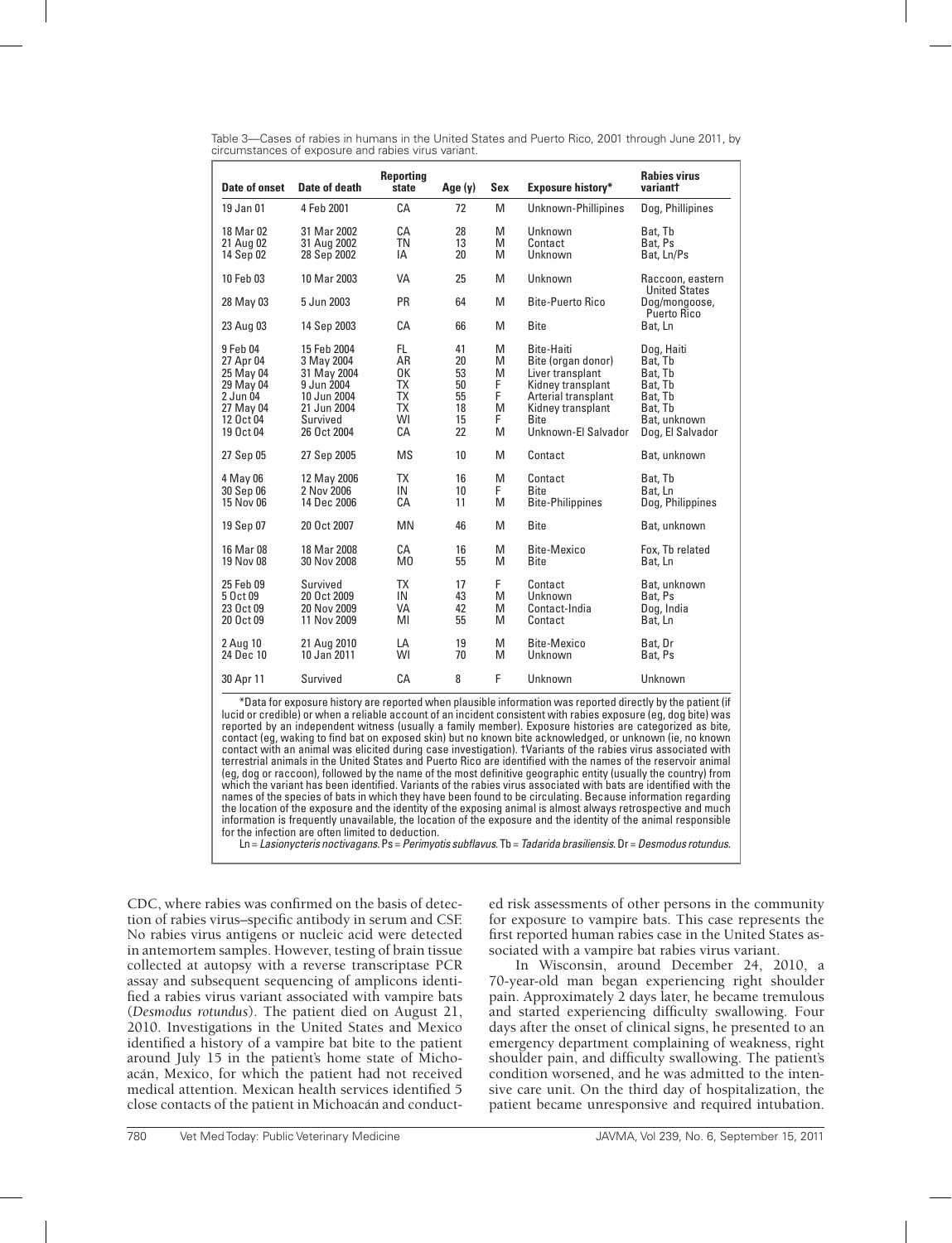Table 3—Cases of rabies in humans in the United States and Puerto Rico, 2001 through June 2011, by circumstances of exposure and rabies virus variant.

| Date of onset | Date of death | Reporting state | Age (y) | Sex | Exposure history* | Rabies virus variant† |
|---|---|---|---|---|---|---|
| 19 Jan 01 | 4 Feb 2001 | CA | 72 | M | Unknown-Phillipines | Dog, Phillipines |
| 18 Mar 02 | 31 Mar 2002 | CA | 28 | M | Unknown | Bat, Tb |
| 21 Aug 02 | 31 Aug 2002 | TN | 13 | M | Contact | Bat, Ps |
| 14 Sep 02 | 28 Sep 2002 | IA | 20 | M | Unknown | Bat, Ln/Ps |
| 10 Feb 03 | 10 Mar 2003 | VA | 25 | M | Unknown | Raccoon, eastern United States |
| 28 May 03 | 5 Jun 2003 | PR | 64 | M | Bite-Puerto Rico | Dog/mongoose, Puerto Rico |
| 23 Aug 03 | 14 Sep 2003 | CA | 66 | M | Bite | Bat, Ln |
| 9 Feb 04 | 15 Feb 2004 | FL | 41 | M | Bite-Haiti | Dog, Haiti |
| 27 Apr 04 | 3 May 2004 | AR | 20 | M | Bite (organ donor) | Bat, Tb |
| 25 May 04 | 31 May 2004 | OK | 53 | M | Liver transplant | Bat, Tb |
| 29 May 04 | 9 Jun 2004 | TX | 50 | F | Kidney transplant | Bat, Tb |
| 2 Jun 04 | 10 Jun 2004 | TX | 55 | F | Arterial transplant | Bat, Tb |
| 27 May 04 | 21 Jun 2004 | TX | 18 | M | Kidney transplant | Bat, Tb |
| 12 Oct 04 | Survived | WI | 15 | F | Bite | Bat, unknown |
| 19 Oct 04 | 26 Oct 2004 | CA | 22 | M | Unknown-El Salvador | Dog, El Salvador |
| 27 Sep 05 | 27 Sep 2005 | MS | 10 | M | Contact | Bat, unknown |
| 4 May 06 | 12 May 2006 | TX | 16 | M | Contact | Bat, Tb |
| 30 Sep 06 | 2 Nov 2006 | IN | 10 | F | Bite | Bat, Ln |
| 15 Nov 06 | 14 Dec 2006 | CA | 11 | M | Bite-Philippines | Dog, Philippines |
| 19 Sep 07 | 20 Oct 2007 | MN | 46 | M | Bite | Bat, unknown |
| 16 Mar 08 | 18 Mar 2008 | CA | 16 | M | Bite-Mexico | Fox, Tb related |
| 19 Nov 08 | 30 Nov 2008 | MO | 55 | M | Bite | Bat, Ln |
| 25 Feb 09 | Survived | TX | 17 | F | Contact | Bat, unknown |
| 5 Oct 09 | 20 Oct 2009 | IN | 43 | M | Unknown | Bat, Ps |
| 23 Oct 09 | 20 Nov 2009 | VA | 42 | M | Contact-India | Dog, India |
| 20 Oct 09 | 11 Nov 2009 | MI | 55 | M | Contact | Bat, Ln |
| 2 Aug 10 | 21 Aug 2010 | LA | 19 | M | Bite-Mexico | Bat, Dr |
| 24 Dec 10 | 10 Jan 2011 | WI | 70 | M | Unknown | Bat, Ps |
| 30 Apr 11 | Survived | CA | 8 | F | Unknown | Unknown |

*Data for exposure history are reported when plausible information was reported directly by the patient (if lucid or credible) or when a reliable account of an incident consistent with rabies exposure (eg, dog bite) was reported by an independent witness (usually a family member). Exposure histories are categorized as bite, contact (eg, waking to find bat on exposed skin) but no known bite acknowledged, or unknown (ie, no known contact with an animal was elicited during case investigation). †Variants of the rabies virus associated with terrestrial animals in the United States and Puerto Rico are identified with the names of the reservoir animal (eg, dog or raccoon), followed by the name of the most definitive geographic entity (usually the country) from which the variant has been identified. Variants of the rabies virus associated with bats are identified with the names of the species of bats in which they have been found to be circulating. Because information regarding the location of the exposure and the identity of the exposing animal is almost always retrospective and much information is frequently unavailable, the location of the exposure and the identity of the animal responsible for the infection are often limited to deduction.

Ln = *Lasionycteris noctivagans*. Ps = *Perimyotis subflavus*. Tb = *Tadarida brasiliensis*. Dr = *Desmodus rotundus*.

CDC, where rabies was confirmed on the basis of detection of rabies virus–specific antibody in serum and CSF. No rabies virus antigens or nucleic acid were detected in antemortem samples. However, testing of brain tissue collected at autopsy with a reverse transcriptase PCR assay and subsequent sequencing of amplicons identified a rabies virus variant associated with vampire bats (*Desmodus rotundus*). The patient died on August 21, 2010. Investigations in the United States and Mexico identified a history of a vampire bat bite to the patient around July 15 in the patient's home state of Michoacán, Mexico, for which the patient had not received medical attention. Mexican health services identified 5 close contacts of the patient in Michoacán and conducted risk assessments of other persons in the community for exposure to vampire bats. This case represents the first reported human rabies case in the United States associated with a vampire bat rabies virus variant.

In Wisconsin, around December 24, 2010, a 70-year-old man began experiencing right shoulder pain. Approximately 2 days later, he became tremulous and started experiencing difficulty swallowing. Four days after the onset of clinical signs, he presented to an emergency department complaining of weakness, right shoulder pain, and difficulty swallowing. The patient's condition worsened, and he was admitted to the intensive care unit. On the third day of hospitalization, the patient became unresponsive and required intubation.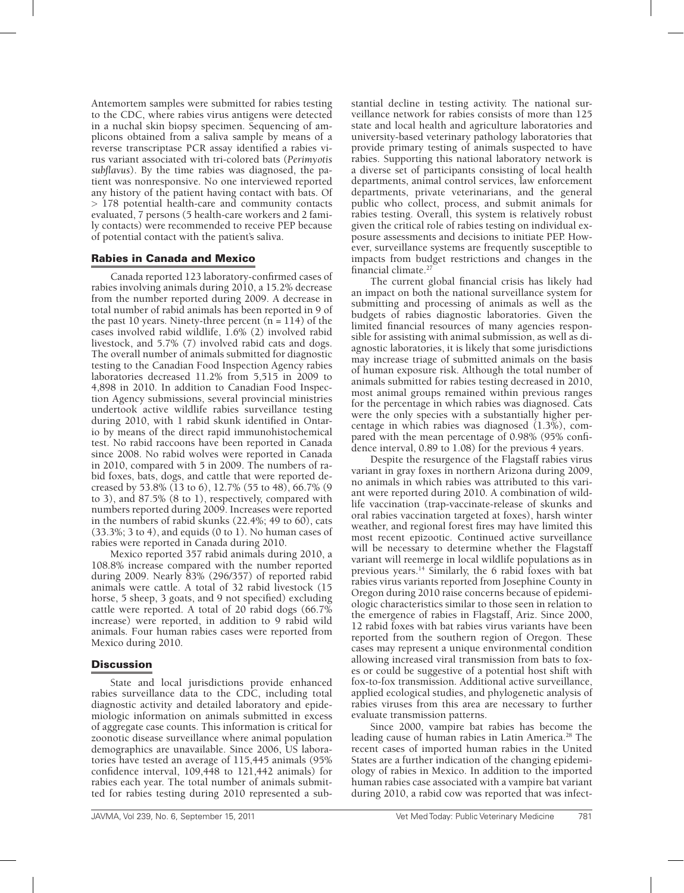Antemortem samples were submitted for rabies testing to the CDC, where rabies virus antigens were detected in a nuchal skin biopsy specimen. Sequencing of amplicons obtained from a saliva sample by means of a reverse transcriptase PCR assay identified a rabies virus variant associated with tri-colored bats (*Perimyotis subflavus*). By the time rabies was diagnosed, the patient was nonresponsive. No one interviewed reported any history of the patient having contact with bats. Of > 178 potential health-care and community contacts evaluated, 7 persons (5 health-care workers and 2 family contacts) were recommended to receive PEP because of potential contact with the patient's saliva.

## Rabies in Canada and Mexico

Canada reported 123 laboratory-confirmed cases of rabies involving animals during 2010, a 15.2% decrease from the number reported during 2009. A decrease in total number of rabid animals has been reported in 9 of the past 10 years. Ninety-three percent (n = 114) of the cases involved rabid wildlife, 1.6% (2) involved rabid livestock, and 5.7% (7) involved rabid cats and dogs. The overall number of animals submitted for diagnostic testing to the Canadian Food Inspection Agency rabies laboratories decreased 11.2% from 5,515 in 2009 to 4,898 in 2010. In addition to Canadian Food Inspection Agency submissions, several provincial ministries undertook active wildlife rabies surveillance testing during 2010, with 1 rabid skunk identified in Ontario by means of the direct rapid immunohistochemical test. No rabid raccoons have been reported in Canada since 2008. No rabid wolves were reported in Canada in 2010, compared with 5 in 2009. The numbers of rabid foxes, bats, dogs, and cattle that were reported decreased by 53.8% (13 to 6), 12.7% (55 to 48), 66.7% (9 to 3), and 87.5% (8 to 1), respectively, compared with numbers reported during 2009. Increases were reported in the numbers of rabid skunks (22.4%; 49 to 60), cats (33.3%; 3 to 4), and equids (0 to 1). No human cases of rabies were reported in Canada during 2010.

Mexico reported 357 rabid animals during 2010, a 108.8% increase compared with the number reported during 2009. Nearly 83% (296/357) of reported rabid animals were cattle. A total of 32 rabid livestock (15 horse, 5 sheep, 3 goats, and 9 not specified) excluding cattle were reported. A total of 20 rabid dogs (66.7% increase) were reported, in addition to 9 rabid wild animals. Four human rabies cases were reported from Mexico during 2010.

## Discussion

State and local jurisdictions provide enhanced rabies surveillance data to the CDC, including total diagnostic activity and detailed laboratory and epidemiologic information on animals submitted in excess of aggregate case counts. This information is critical for zoonotic disease surveillance where animal population demographics are unavailable. Since 2006, US laboratories have tested an average of 115,445 animals (95% confidence interval, 109,448 to 121,442 animals) for rabies each year. The total number of animals submitted for rabies testing during 2010 represented a substantial decline in testing activity. The national surveillance network for rabies consists of more than 125 state and local health and agriculture laboratories and university-based veterinary pathology laboratories that provide primary testing of animals suspected to have rabies. Supporting this national laboratory network is a diverse set of participants consisting of local health departments, animal control services, law enforcement departments, private veterinarians, and the general public who collect, process, and submit animals for rabies testing. Overall, this system is relatively robust given the critical role of rabies testing on individual exposure assessments and decisions to initiate PEP. However, surveillance systems are frequently susceptible to impacts from budget restrictions and changes in the financial climate.[27]

The current global financial crisis has likely had an impact on both the national surveillance system for submitting and processing of animals as well as the budgets of rabies diagnostic laboratories. Given the limited financial resources of many agencies responsible for assisting with animal submission, as well as diagnostic laboratories, it is likely that some jurisdictions may increase triage of submitted animals on the basis of human exposure risk. Although the total number of animals submitted for rabies testing decreased in 2010, most animal groups remained within previous ranges for the percentage in which rabies was diagnosed. Cats were the only species with a substantially higher percentage in which rabies was diagnosed (1.3%), compared with the mean percentage of 0.98% (95% confidence interval, 0.89 to 1.08) for the previous 4 years.

Despite the resurgence of the Flagstaff rabies virus variant in gray foxes in northern Arizona during 2009, no animals in which rabies was attributed to this variant were reported during 2010. A combination of wildlife vaccination (trap-vaccinate-release of skunks and oral rabies vaccination targeted at foxes), harsh winter weather, and regional forest fires may have limited this most recent epizootic. Continued active surveillance will be necessary to determine whether the Flagstaff variant will reemerge in local wildlife populations as in previous years.[14] Similarly, the 6 rabid foxes with bat rabies virus variants reported from Josephine County in Oregon during 2010 raise concerns because of epidemiologic characteristics similar to those seen in relation to the emergence of rabies in Flagstaff, Ariz. Since 2000, 12 rabid foxes with bat rabies virus variants have been reported from the southern region of Oregon. These cases may represent a unique environmental condition allowing increased viral transmission from bats to foxes or could be suggestive of a potential host shift with fox-to-fox transmission. Additional active surveillance, applied ecological studies, and phylogenetic analysis of rabies viruses from this area are necessary to further evaluate transmission patterns.

Since 2000, vampire bat rabies has become the leading cause of human rabies in Latin America.[28] The recent cases of imported human rabies in the United States are a further indication of the changing epidemiology of rabies in Mexico. In addition to the imported human rabies case associated with a vampire bat variant during 2010, a rabid cow was reported that was infect-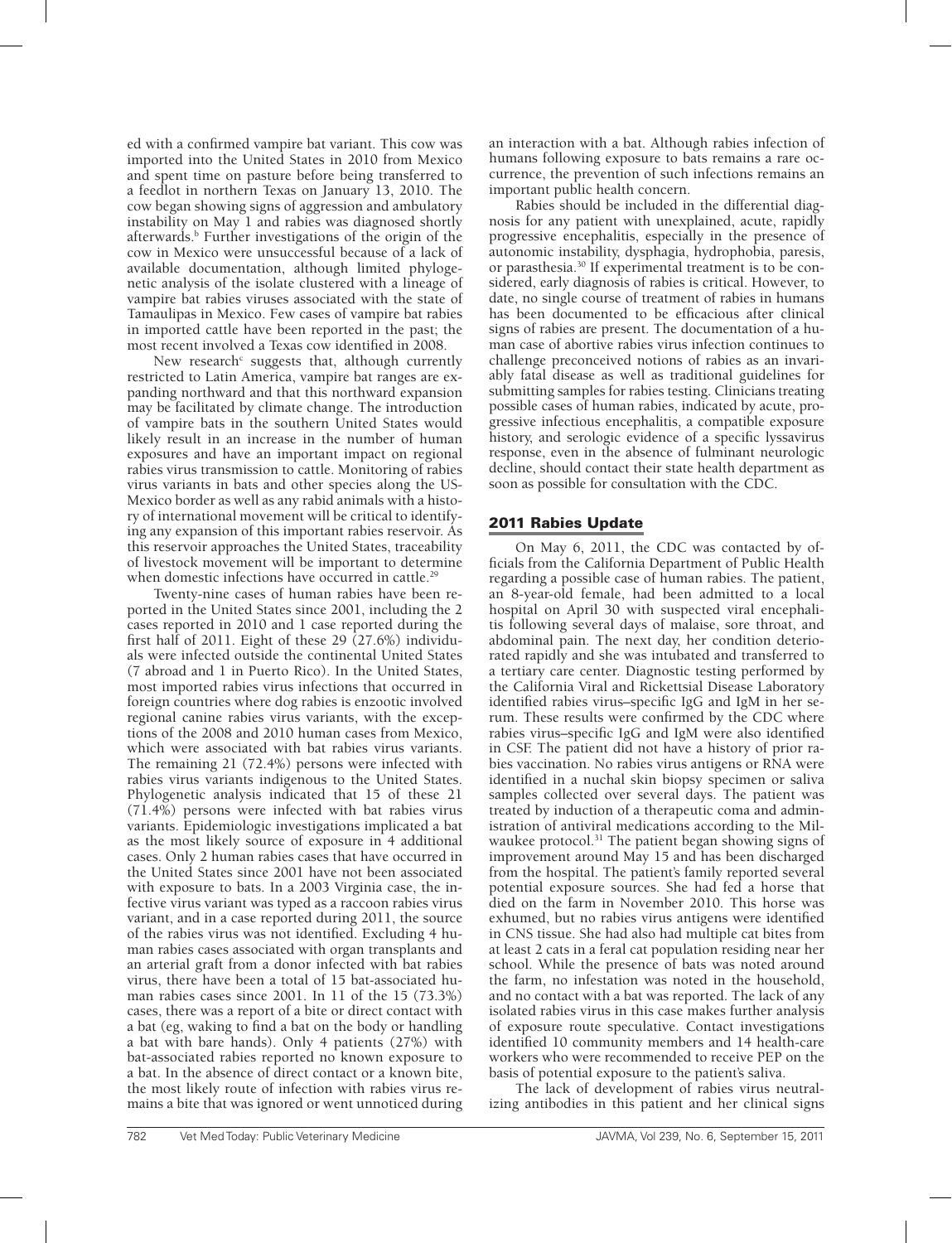ed with a confirmed vampire bat variant. This cow was imported into the United States in 2010 from Mexico and spent time on pasture before being transferred to a feedlot in northern Texas on January 13, 2010. The cow began showing signs of aggression and ambulatory instability on May 1 and rabies was diagnosed shortly afterwards.[b] Further investigations of the origin of the cow in Mexico were unsuccessful because of a lack of available documentation, although limited phylogenetic analysis of the isolate clustered with a lineage of vampire bat rabies viruses associated with the state of Tamaulipas in Mexico. Few cases of vampire bat rabies in imported cattle have been reported in the past; the most recent involved a Texas cow identified in 2008.

New research[c] suggests that, although currently restricted to Latin America, vampire bat ranges are expanding northward and that this northward expansion may be facilitated by climate change. The introduction of vampire bats in the southern United States would likely result in an increase in the number of human exposures and have an important impact on regional rabies virus transmission to cattle. Monitoring of rabies virus variants in bats and other species along the US-Mexico border as well as any rabid animals with a history of international movement will be critical to identifying any expansion of this important rabies reservoir. As this reservoir approaches the United States, traceability of livestock movement will be important to determine when domestic infections have occurred in cattle.[29]

Twenty-nine cases of human rabies have been reported in the United States since 2001, including the 2 cases reported in 2010 and 1 case reported during the first half of 2011. Eight of these 29 (27.6%) individuals were infected outside the continental United States (7 abroad and 1 in Puerto Rico). In the United States, most imported rabies virus infections that occurred in foreign countries where dog rabies is enzootic involved regional canine rabies virus variants, with the exceptions of the 2008 and 2010 human cases from Mexico, which were associated with bat rabies virus variants. The remaining 21 (72.4%) persons were infected with rabies virus variants indigenous to the United States. Phylogenetic analysis indicated that 15 of these 21 (71.4%) persons were infected with bat rabies virus variants. Epidemiologic investigations implicated a bat as the most likely source of exposure in 4 additional cases. Only 2 human rabies cases that have occurred in the United States since 2001 have not been associated with exposure to bats. In a 2003 Virginia case, the infective virus variant was typed as a raccoon rabies virus variant, and in a case reported during 2011, the source of the rabies virus was not identified. Excluding 4 human rabies cases associated with organ transplants and an arterial graft from a donor infected with bat rabies virus, there have been a total of 15 bat-associated human rabies cases since 2001. In 11 of the 15 (73.3%) cases, there was a report of a bite or direct contact with a bat (eg, waking to find a bat on the body or handling a bat with bare hands). Only 4 patients (27%) with bat-associated rabies reported no known exposure to a bat. In the absence of direct contact or a known bite, the most likely route of infection with rabies virus remains a bite that was ignored or went unnoticed during an interaction with a bat. Although rabies infection of humans following exposure to bats remains a rare occurrence, the prevention of such infections remains an important public health concern.

Rabies should be included in the differential diagnosis for any patient with unexplained, acute, rapidly progressive encephalitis, especially in the presence of autonomic instability, dysphagia, hydrophobia, paresis, or parasthesia.[30] If experimental treatment is to be considered, early diagnosis of rabies is critical. However, to date, no single course of treatment of rabies in humans has been documented to be efficacious after clinical signs of rabies are present. The documentation of a human case of abortive rabies virus infection continues to challenge preconceived notions of rabies as an invariably fatal disease as well as traditional guidelines for submitting samples for rabies testing. Clinicians treating possible cases of human rabies, indicated by acute, progressive infectious encephalitis, a compatible exposure history, and serologic evidence of a specific lyssavirus response, even in the absence of fulminant neurologic decline, should contact their state health department as soon as possible for consultation with the CDC.

## 2011 Rabies Update

On May 6, 2011, the CDC was contacted by officials from the California Department of Public Health regarding a possible case of human rabies. The patient, an 8-year-old female, had been admitted to a local hospital on April 30 with suspected viral encephalitis following several days of malaise, sore throat, and abdominal pain. The next day, her condition deteriorated rapidly and she was intubated and transferred to a tertiary care center. Diagnostic testing performed by the California Viral and Rickettsial Disease Laboratory identified rabies virus–specific IgG and IgM in her serum. These results were confirmed by the CDC where rabies virus–specific IgG and IgM were also identified in CSF. The patient did not have a history of prior rabies vaccination. No rabies virus antigens or RNA were identified in a nuchal skin biopsy specimen or saliva samples collected over several days. The patient was treated by induction of a therapeutic coma and administration of antiviral medications according to the Milwaukee protocol.[31] The patient began showing signs of improvement around May 15 and has been discharged from the hospital. The patient's family reported several potential exposure sources. She had fed a horse that died on the farm in November 2010. This horse was exhumed, but no rabies virus antigens were identified in CNS tissue. She had also had multiple cat bites from at least 2 cats in a feral cat population residing near her school. While the presence of bats was noted around the farm, no infestation was noted in the household, and no contact with a bat was reported. The lack of any isolated rabies virus in this case makes further analysis of exposure route speculative. Contact investigations identified 10 community members and 14 health-care workers who were recommended to receive PEP on the basis of potential exposure to the patient's saliva.

The lack of development of rabies virus neutralizing antibodies in this patient and her clinical signs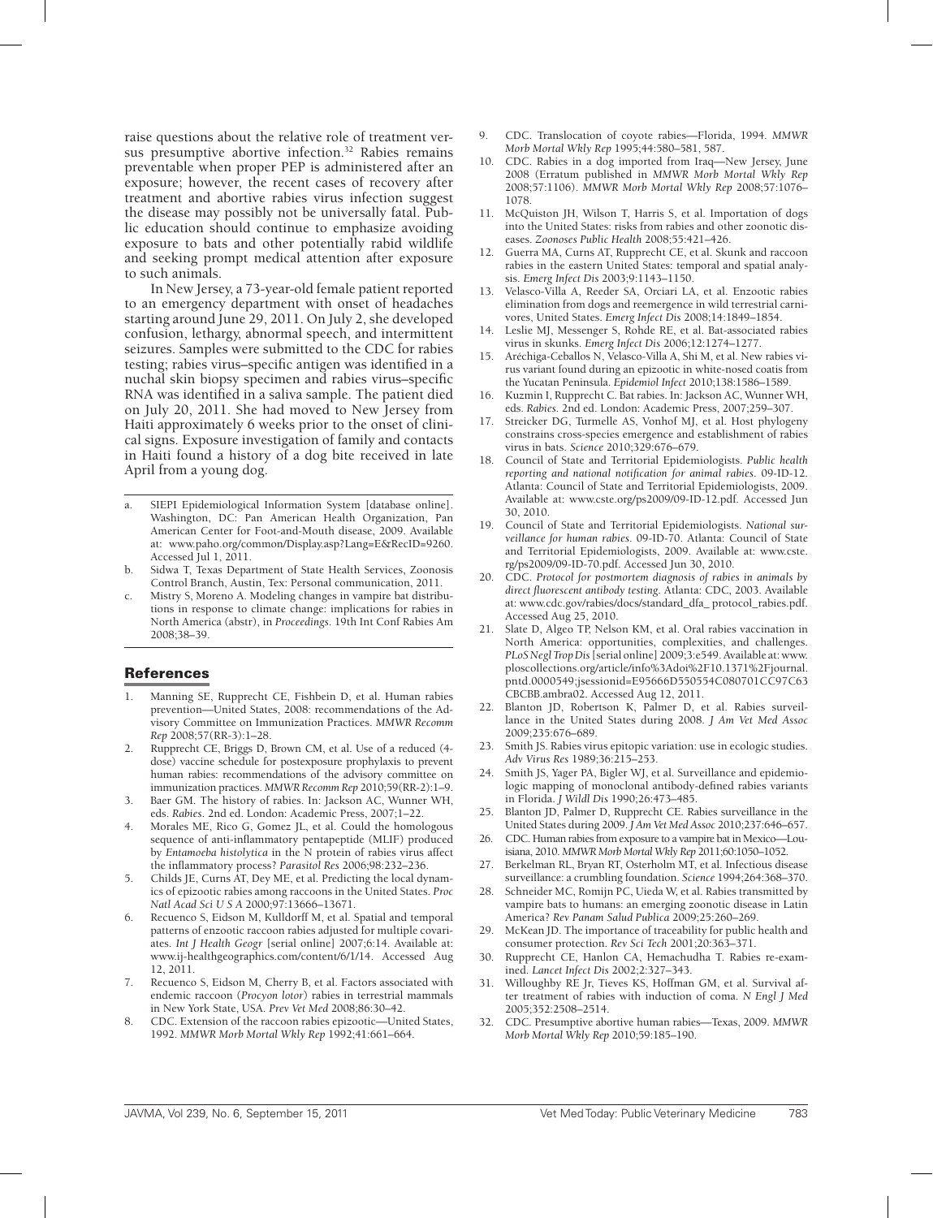raise questions about the relative role of treatment versus presumptive abortive infection.[32] Rabies remains preventable when proper PEP is administered after an exposure; however, the recent cases of recovery after treatment and abortive rabies virus infection suggest the disease may possibly not be universally fatal. Public education should continue to emphasize avoiding exposure to bats and other potentially rabid wildlife and seeking prompt medical attention after exposure to such animals.

In New Jersey, a 73-year-old female patient reported to an emergency department with onset of headaches starting around June 29, 2011. On July 2, she developed confusion, lethargy, abnormal speech, and intermittent seizures. Samples were submitted to the CDC for rabies testing; rabies virus–specific antigen was identified in a nuchal skin biopsy specimen and rabies virus–specific RNA was identified in a saliva sample. The patient died on July 20, 2011. She had moved to New Jersey from Haiti approximately 6 weeks prior to the onset of clinical signs. Exposure investigation of family and contacts in Haiti found a history of a dog bite received in late April from a young dog.

---

a. SIEPI Epidemiological Information System [database online]. Washington, DC: Pan American Health Organization, Pan American Center for Foot-and-Mouth disease, 2009. Available at: www.paho.org/common/Display.asp?Lang=E&RecID=9260. Accessed Jul 1, 2011.
b. Sidwa T, Texas Department of State Health Services, Zoonosis Control Branch, Austin, Tex: Personal communication, 2011.
c. Mistry S, Moreno A. Modeling changes in vampire bat distributions in response to climate change: implications for rabies in North America (abstr), in *Proceedings*. 19th Int Conf Rabies Am 2008;38–39.

---

## References

1. Manning SE, Rupprecht CE, Fishbein D, et al. Human rabies prevention—United States, 2008: recommendations of the Advisory Committee on Immunization Practices. *MMWR Recomm Rep* 2008;57(RR-3):1–28.
2. Rupprecht CE, Briggs D, Brown CM, et al. Use of a reduced (4-dose) vaccine schedule for postexposure prophylaxis to prevent human rabies: recommendations of the advisory committee on immunization practices. *MMWR Recomm Rep* 2010;59(RR-2):1–9.
3. Baer GM. The history of rabies. In: Jackson AC, Wunner WH, eds. *Rabies*. 2nd ed. London: Academic Press, 2007;1–22.
4. Morales ME, Rico G, Gomez JL, et al. Could the homologous sequence of anti-inflammatory pentapeptide (MLIF) produced by *Entamoeba histolytica* in the N protein of rabies virus affect the inflammatory process? *Parasitol Res* 2006;98:232–236.
5. Childs JE, Curns AT, Dey ME, et al. Predicting the local dynamics of epizootic rabies among raccoons in the United States. *Proc Natl Acad Sci U S A* 2000;97:13666–13671.
6. Recuenco S, Eidson M, Kulldorff M, et al. Spatial and temporal patterns of enzootic raccoon rabies adjusted for multiple covariates. *Int J Health Geogr* [serial online] 2007;6:14. Available at: www.ij-healthgeographics.com/content/6/1/14. Accessed Aug 12, 2011.
7. Recuenco S, Eidson M, Cherry B, et al. Factors associated with endemic raccoon (*Procyon lotor*) rabies in terrestrial mammals in New York State, USA. *Prev Vet Med* 2008;86:30–42.
8. CDC. Extension of the raccoon rabies epizootic—United States, 1992. *MMWR Morb Mortal Wkly Rep* 1992;41:661–664.
9. CDC. Translocation of coyote rabies—Florida, 1994. *MMWR Morb Mortal Wkly Rep* 1995;44:580–581, 587.
10. CDC. Rabies in a dog imported from Iraq—New Jersey, June 2008 (Erratum published in *MMWR Morb Mortal Wkly Rep* 2008;57:1106). *MMWR Morb Mortal Wkly Rep* 2008;57:1076–1078.
11. McQuiston JH, Wilson T, Harris S, et al. Importation of dogs into the United States: risks from rabies and other zoonotic diseases. *Zoonoses Public Health* 2008;55:421–426.
12. Guerra MA, Curns AT, Rupprecht CE, et al. Skunk and raccoon rabies in the eastern United States: temporal and spatial analysis. *Emerg Infect Dis* 2003;9:1143–1150.
13. Velasco-Villa A, Reeder SA, Orciari LA, et al. Enzootic rabies elimination from dogs and reemergence in wild terrestrial carnivores, United States. *Emerg Infect Dis* 2008;14:1849–1854.
14. Leslie MJ, Messenger S, Rohde RE, et al. Bat-associated rabies virus in skunks. *Emerg Infect Dis* 2006;12:1274–1277.
15. Aréchiga-Ceballos N, Velasco-Villa A, Shi M, et al. New rabies virus variant found during an epizootic in white-nosed coatis from the Yucatan Peninsula. *Epidemiol Infect* 2010;138:1586–1589.
16. Kuzmin I, Rupprecht C. Bat rabies. In: Jackson AC, Wunner WH, eds. *Rabies*. 2nd ed. London: Academic Press, 2007;259–307.
17. Streicker DG, Turmelle AS, Vonhof MJ, et al. Host phylogeny constrains cross-species emergence and establishment of rabies virus in bats. *Science* 2010;329:676–679.
18. Council of State and Territorial Epidemiologists. *Public health reporting and national notification for animal rabies*. 09-ID-12. Atlanta: Council of State and Territorial Epidemiologists, 2009. Available at: www.cste.org/ps2009/09-ID-12.pdf. Accessed Jun 30, 2010.
19. Council of State and Territorial Epidemiologists. *National surveillance for human rabies*. 09-ID-70. Atlanta: Council of State and Territorial Epidemiologists, 2009. Available at: www.cste.rg/ps2009/09-ID-70.pdf. Accessed Jun 30, 2010.
20. CDC. *Protocol for postmortem diagnosis of rabies in animals by direct fluorescent antibody testing*. Atlanta: CDC, 2003. Available at: www.cdc.gov/rabies/docs/standard_dfa_ protocol_rabies.pdf. Accessed Aug 25, 2010.
21. Slate D, Algeo TP, Nelson KM, et al. Oral rabies vaccination in North America: opportunities, complexities, and challenges. *PLoS Negl Trop Dis* [serial online] 2009;3:e549. Available at: www.ploscollections.org/article/info%3Adoi%2F10.1371%2Fjournal.pntd.0000549;jsessionid=E95666D550554C080701CC97C63CBCBB.ambra02. Accessed Aug 12, 2011.
22. Blanton JD, Robertson K, Palmer D, et al. Rabies surveillance in the United States during 2008. *J Am Vet Med Assoc* 2009;235:676–689.
23. Smith JS. Rabies virus epitopic variation: use in ecologic studies. *Adv Virus Res* 1989;36:215–253.
24. Smith JS, Yager PA, Bigler WJ, et al. Surveillance and epidemiologic mapping of monoclonal antibody-defined rabies variants in Florida. *J Wildl Dis* 1990;26:473–485.
25. Blanton JD, Palmer D, Rupprecht CE. Rabies surveillance in the United States during 2009. *J Am Vet Med Assoc* 2010;237:646–657.
26. CDC. Human rabies from exposure to a vampire bat in Mexico—Louisiana, 2010. *MMWR Morb Mortal Wkly Rep* 2011;60:1050–1052.
27. Berkelman RL, Bryan RT, Osterholm MT, et al. Infectious disease surveillance: a crumbling foundation. *Science* 1994;264:368–370.
28. Schneider MC, Romijn PC, Uieda W, et al. Rabies transmitted by vampire bats to humans: an emerging zoonotic disease in Latin America? *Rev Panam Salud Publica* 2009;25:260–269.
29. McKean JD. The importance of traceability for public health and consumer protection. *Rev Sci Tech* 2001;20:363–371.
30. Rupprecht CE, Hanlon CA, Hemachudha T. Rabies re-examined. *Lancet Infect Dis* 2002;2:327–343.
31. Willoughby RE Jr, Tieves KS, Hoffman GM, et al. Survival after treatment of rabies with induction of coma. *N Engl J Med* 2005;352:2508–2514.
32. CDC. Presumptive abortive human rabies—Texas, 2009. *MMWR Morb Mortal Wkly Rep* 2010;59:185–190.